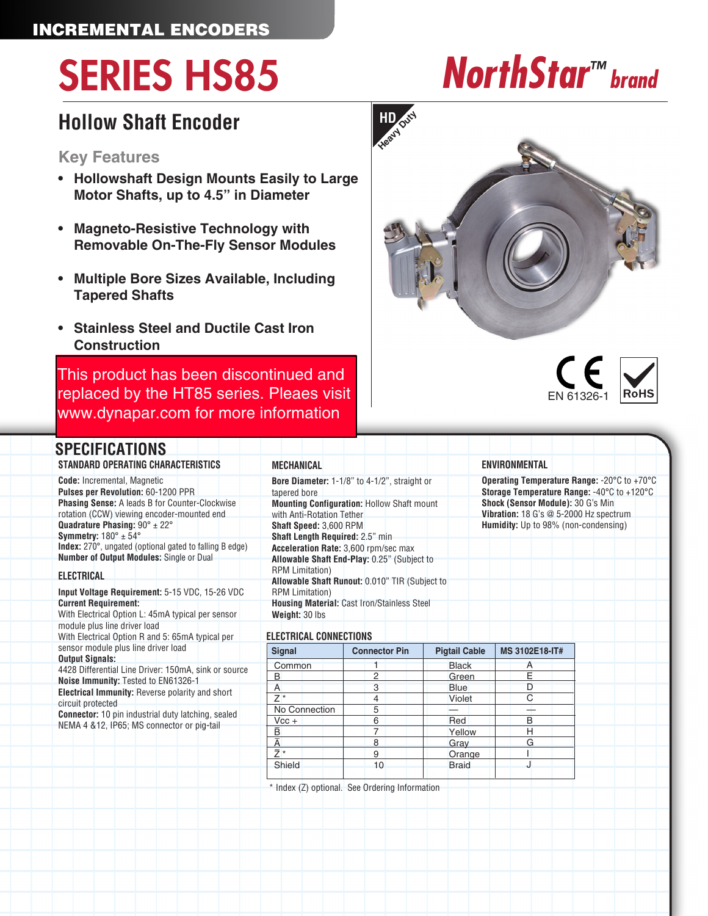INCREMENTAL ENCODERS

# SERIES HS85

NorthStar™ brand

## Hollow Shaft Encoder

### Key Features

- **Hollowshaft Design Mounts Easily to Large Motor Shafts, up to 4.5" in Diameter**
- **Magneto-Resistive Technology with Removable On-The-Fly Sensor Modules**
- **Multiple Bore Sizes Available, Including Tapered Shafts**
- **Stainless Steel and Ductile Cast Iron Construction**

This product has been discontinued and replaced by the HT85 series. Pleaes visit www.dynapar.com for more information

HD Heavy Duty

EN 61326-1

RoHS

## SPECIFICATIONS

### STANDARD OPERATING CHARACTERISTICS

**Code:** Incremental, Magnetic
**Pulses per Revolution:** 60-1200 PPR
**Phasing Sense:** A leads B for Counter-Clockwise rotation (CCW) viewing encoder-mounted end
**Quadrature Phasing:** 90° ± 22°
**Symmetry:** 180° ± 54°
**Index:** 270°, ungated (optional gated to falling B edge)
**Number of Output Modules:** Single or Dual

### ELECTRICAL

**Input Voltage Requirement:** 5-15 VDC, 15-26 VDC
**Current Requirement:**
With Electrical Option L: 45mA typical per sensor module plus line driver load
With Electrical Option R and 5: 65mA typical per sensor module plus line driver load
**Output Signals:**
4428 Differential Line Driver: 150mA, sink or source
**Noise Immunity:** Tested to EN61326-1
**Electrical Immunity:** Reverse polarity and short circuit protected
**Connector:** 10 pin industrial duty latching, sealed NEMA 4 &12, IP65; MS connector or pig-tail

### MECHANICAL

**Bore Diameter:** 1-1/8" to 4-1/2", straight or tapered bore
**Mounting Configuration:** Hollow Shaft mount with Anti-Rotation Tether
**Shaft Speed:** 3,600 RPM
**Shaft Length Required:** 2.5" min
**Acceleration Rate:** 3,600 rpm/sec max
**Allowable Shaft End-Play:** 0.25" (Subject to RPM Limitation)
**Allowable Shaft Runout:** 0.010" TIR (Subject to RPM Limitation)
**Housing Material:** Cast Iron/Stainless Steel
**Weight:** 30 lbs

### ELECTRICAL CONNECTIONS

| Signal | Connector Pin | Pigtail Cable | MS 3102E18-IT# |
|---|---|---|---|
| Common | 1 | Black | A |
| B | 2 | Green | E |
| A | 3 | Blue | D |
| Z * | 4 | Violet | C |
| No Connection | 5 | — | — |
| Vcc + | 6 | Red | B |
| $\bar{B}$ | 7 | Yellow | H |
| $\bar{A}$ | 8 | Gray | G |
| $\bar{Z}$ * | 9 | Orange | I |
| Shield | 10 | Braid | J |

\* Index (Z) optional. See Ordering Information

### ENVIRONMENTAL

**Operating Temperature Range:** -20°C to +70°C
**Storage Temperature Range:** -40°C to +120°C
**Shock (Sensor Module):** 30 G's Min
**Vibration:** 18 G's @ 5-2000 Hz spectrum
**Humidity:** Up to 98% (non-condensing)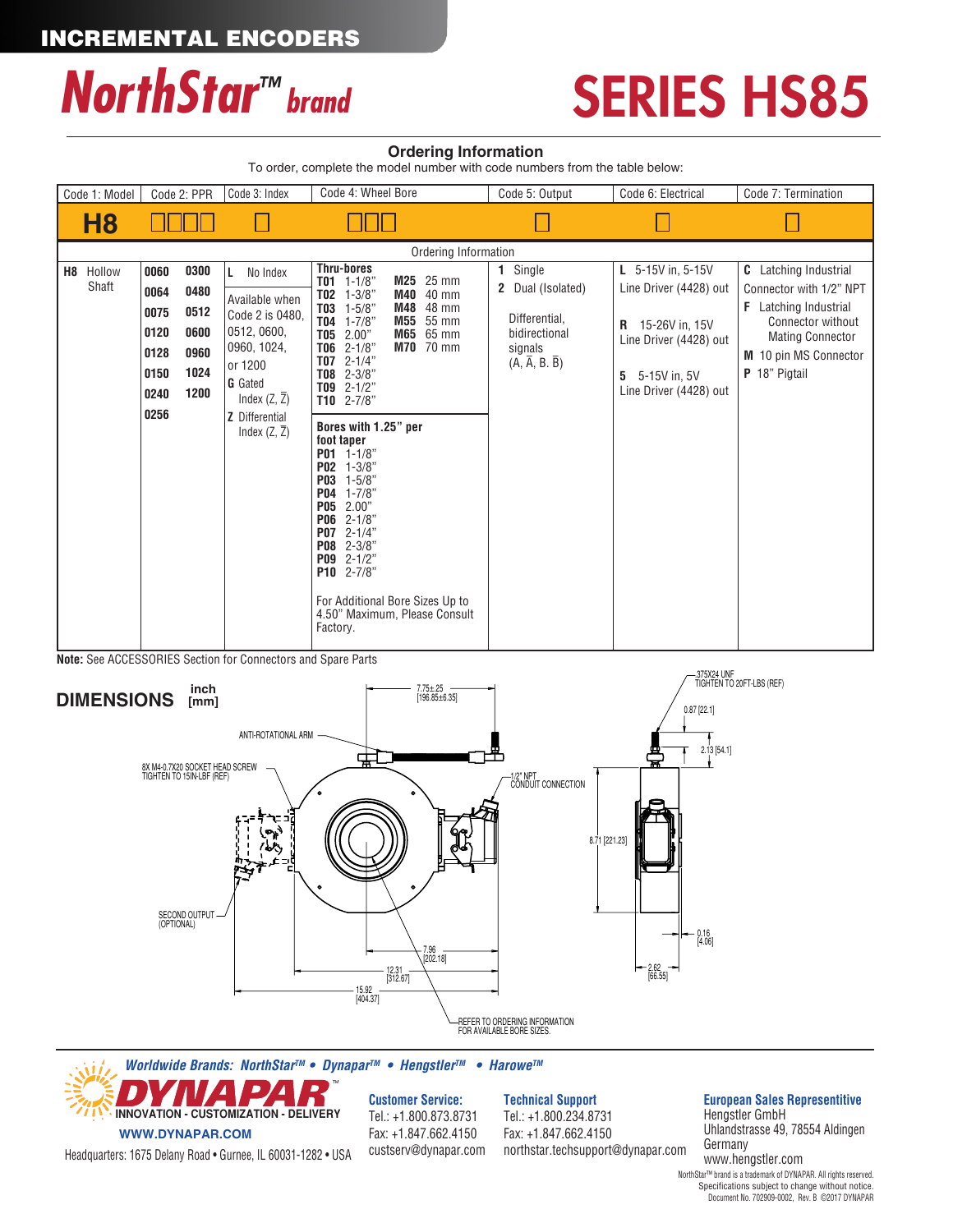INCREMENTAL ENCODERS

# NorthStar™ brand

# SERIES HS85

## Ordering Information

To order, complete the model number with code numbers from the table below:

| Code 1: Model | Code 2: PPR | Code 3: Index | Code 4: Wheel Bore | Code 5: Output | Code 6: Electrical | Code 7: Termination |
|---|---|---|---|---|---|---|
| H8 | □□□□ | □ | □□□ | □ | □ | □ |
| **H8** Hollow Shaft | **0060** **0064** **0075** **0120** **0128** **0150** **0240** **0256** **0300** **0480** **0512** **0600** **0960** **1024** **1200** | **L** No Index<br><br>Available when Code 2 is 0480, 0512, 0600, 0960, 1024, or 1200<br>**G** Gated Index (Z, Z̄)<br>**Z** Differential Index (Z, Z̄) | **Thru-bores**<br>**T01** 1-1/8"<br>**T02** 1-3/8"<br>**T03** 1-5/8"<br>**T04** 1-7/8"<br>**T05** 2.00"<br>**T06** 2-1/8"<br>**T07** 2-1/4"<br>**T08** 2-3/8"<br>**T09** 2-1/2"<br>**T10** 2-7/8"<br>**M25** 25 mm<br>**M40** 40 mm<br>**M48** 48 mm<br>**M55** 55 mm<br>**M65** 65 mm<br>**M70** 70 mm<br><br>**Bores with 1.25" per foot taper**<br>**P01** 1-1/8"<br>**P02** 1-3/8"<br>**P03** 1-5/8"<br>**P04** 1-7/8"<br>**P05** 2.00"<br>**P06** 2-1/8"<br>**P07** 2-1/4"<br>**P08** 2-3/8"<br>**P09** 2-1/2"<br>**P10** 2-7/8"<br><br>For Additional Bore Sizes Up to 4.50" Maximum, Please Consult Factory. | **1** Single<br>**2** Dual (Isolated)<br><br>Differential, bidirectional signals (A, Ā, B, B̄) | **L** 5-15V in, 5-15V Line Driver (4428) out<br><br>**R** 15-26V in, 15V Line Driver (4428) out<br><br>**5** 5-15V in, 5V Line Driver (4428) out | **C** Latching Industrial Connector with 1/2" NPT<br>**F** Latching Industrial Connector without Mating Connector<br>**M** 10 pin MS Connector<br>**P** 18" Pigtail |

**Note:** See ACCESSORIES Section for Connectors and Spare Parts

## DIMENSIONS

inch [mm]

7.75±.25 [196.85±6.35]
ANTI-ROTATIONAL ARM
8X M4-0.7X20 SOCKET HEAD SCREW TIGHTEN TO 15IN-LBF (REF)
1/2" NPT CONDUIT CONNECTION
SECOND OUTPUT (OPTIONAL)
7.96 [202.18]
12.31 [312.67]
15.92 [404.37]
REFER TO ORDERING INFORMATION FOR AVAILABLE BORE SIZES.
.375X24 UNF TIGHTEN TO 20FT-LBS (REF)
0.87 [22.1]
2.13 [54.1]
8.71 [221.23]
0.16 [4.06]
2.62 [66.55]

*Worldwide Brands: NorthStar™ • Dynapar™ • Hengstler™ • Harowe™*

DYNAPAR™
INNOVATION - CUSTOMIZATION - DELIVERY
WWW.DYNAPAR.COM
Headquarters: 1675 Delany Road • Gurnee, IL 60031-1282 • USA

**Customer Service:**
Tel.: +1.800.873.8731
Fax: +1.847.662.4150
custserv@dynapar.com

**Technical Support**
Tel.: +1.800.234.8731
Fax: +1.847.662.4150
northstar.techsupport@dynapar.com

**European Sales Representitive**
Hengstler GmbH
Uhlandstrasse 49, 78554 Aldingen
Germany
www.hengstler.com

NorthStar™ brand is a trademark of DYNAPAR. All rights reserved.
Specifications subject to change without notice.
Document No. 702909-0002, Rev. B ©2017 DYNAPAR